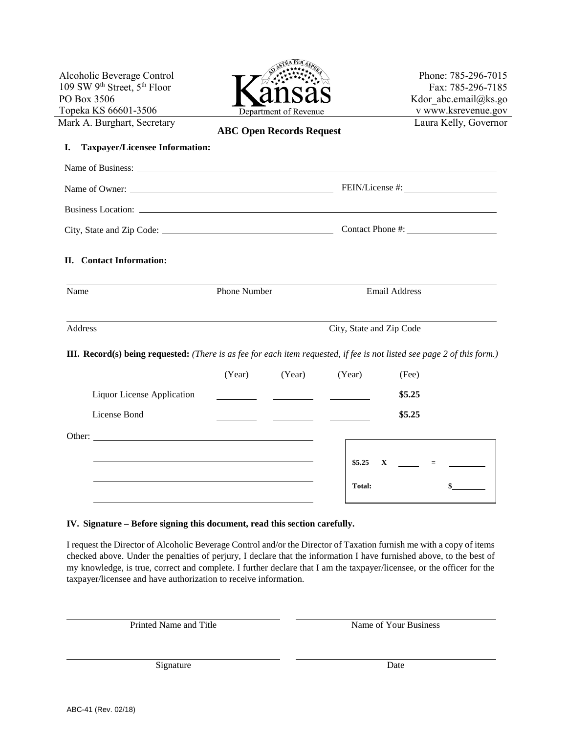Alcoholic Beverage Control
109 SW 9th Street, 5th Floor
PO Box 3506
Topeka KS 66601-3506
Mark A. Burghart, Secretary

Kansas
Department of Revenue

Phone: 785-296-7015
Fax: 785-296-7185
Kdor_abc.email@ks.go
v www.ksrevenue.gov
Laura Kelly, Governor

# ABC Open Records Request

**I. Taxpayer/Licensee Information:**

Name of Business: ____________________________________________

Name of Owner: ______________________________ FEIN/License #: ____________________

Business Location: ____________________________________________

City, State and Zip Code: ______________________________ Contact Phone #: ____________________

**II. Contact Information:**

Name ____________ Phone Number ____________ Email Address ____________

Address ____________ City, State and Zip Code ____________

**III. Record(s) being requested:** *(There is as fee for each item requested, if fee is not listed see page 2 of this form.)*

| | (Year) | (Year) | (Year) | (Fee) |
|---|---|---|---|---|
| Liquor License Application | ______ | ______ | ______ | **$5.25** |
| License Bond | ______ | ______ | ______ | **$5.25** |

Other: ____________________________________________

____________________________________________

____________________________________________

____________________________________________

| | | | |
|---|---|---|---|
| **$5.25** | **X** ______ | = | ______ |
| **Total:** | | | **$**______ |

**IV. Signature – Before signing this document, read this section carefully.**

I request the Director of Alcoholic Beverage Control and/or the Director of Taxation furnish me with a copy of items checked above. Under the penalties of perjury, I declare that the information I have furnished above, to the best of my knowledge, is true, correct and complete. I further declare that I am the taxpayer/licensee, or the officer for the taxpayer/licensee and have authorization to receive information.

______________________________ Printed Name and Title

______________________________ Name of Your Business

______________________________ Signature

______________________________ Date

ABC-41 (Rev. 02/18)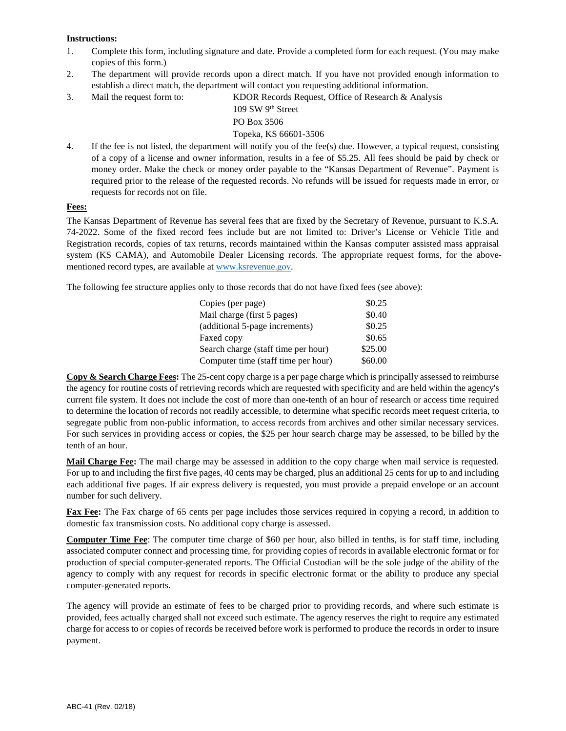**Instructions:**

1. Complete this form, including signature and date. Provide a completed form for each request. (You may make copies of this form.)
2. The department will provide records upon a direct match. If you have not provided enough information to establish a direct match, the department will contact you requesting additional information.
3. Mail the request form to: KDOR Records Request, Office of Research & Analysis
   109 SW 9th Street
   PO Box 3506
   Topeka, KS 66601-3506
4. If the fee is not listed, the department will notify you of the fee(s) due. However, a typical request, consisting of a copy of a license and owner information, results in a fee of $5.25. All fees should be paid by check or money order. Make the check or money order payable to the "Kansas Department of Revenue". Payment is required prior to the release of the requested records. No refunds will be issued for requests made in error, or requests for records not on file.

**Fees:**

The Kansas Department of Revenue has several fees that are fixed by the Secretary of Revenue, pursuant to K.S.A. 74-2022. Some of the fixed record fees include but are not limited to: Driver's License or Vehicle Title and Registration records, copies of tax returns, records maintained within the Kansas computer assisted mass appraisal system (KS CAMA), and Automobile Dealer Licensing records. The appropriate request forms, for the above-mentioned record types, are available at www.ksrevenue.gov.

The following fee structure applies only to those records that do not have fixed fees (see above):

| | |
|---|---|
| Copies (per page) | $0.25 |
| Mail charge (first 5 pages) | $0.40 |
| (additional 5-page increments) | $0.25 |
| Faxed copy | $0.65 |
| Search charge (staff time per hour) | $25.00 |
| Computer time (staff time per hour) | $60.00 |

**Copy & Search Charge Fees:** The 25-cent copy charge is a per page charge which is principally assessed to reimburse the agency for routine costs of retrieving records which are requested with specificity and are held within the agency's current file system. It does not include the cost of more than one-tenth of an hour of research or access time required to determine the location of records not readily accessible, to determine what specific records meet request criteria, to segregate public from non-public information, to access records from archives and other similar necessary services. For such services in providing access or copies, the $25 per hour search charge may be assessed, to be billed by the tenth of an hour.

**Mail Charge Fee:** The mail charge may be assessed in addition to the copy charge when mail service is requested. For up to and including the first five pages, 40 cents may be charged, plus an additional 25 cents for up to and including each additional five pages. If air express delivery is requested, you must provide a prepaid envelope or an account number for such delivery.

**Fax Fee:** The Fax charge of 65 cents per page includes those services required in copying a record, in addition to domestic fax transmission costs. No additional copy charge is assessed.

**Computer Time Fee**: The computer time charge of $60 per hour, also billed in tenths, is for staff time, including associated computer connect and processing time, for providing copies of records in available electronic format or for production of special computer-generated reports. The Official Custodian will be the sole judge of the ability of the agency to comply with any request for records in specific electronic format or the ability to produce any special computer-generated reports.

The agency will provide an estimate of fees to be charged prior to providing records, and where such estimate is provided, fees actually charged shall not exceed such estimate. The agency reserves the right to require any estimated charge for access to or copies of records be received before work is performed to produce the records in order to insure payment.

ABC-41 (Rev. 02/18)